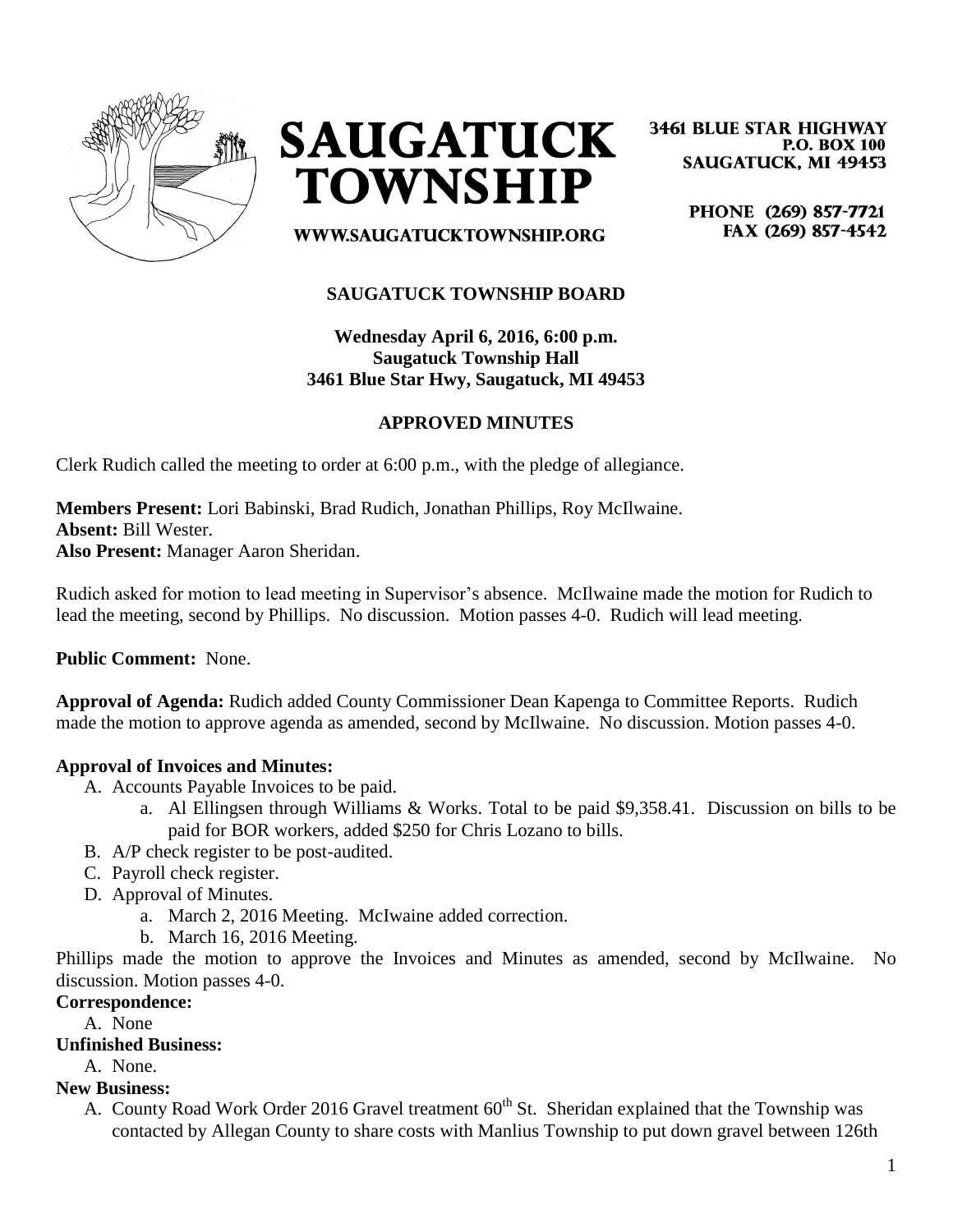# SAUGATUCK TOWNSHIP

3461 BLUE STAR HIGHWAY
P.O. BOX 100
SAUGATUCK, MI 49453

PHONE (269) 857-7721
FAX (269) 857-4542

WWW.SAUGATUCKTOWNSHIP.ORG

## SAUGATUCK TOWNSHIP BOARD

**Wednesday April 6, 2016, 6:00 p.m.**
**Saugatuck Township Hall**
**3461 Blue Star Hwy, Saugatuck, MI 49453**

### APPROVED MINUTES

Clerk Rudich called the meeting to order at 6:00 p.m., with the pledge of allegiance.

**Members Present:** Lori Babinski, Brad Rudich, Jonathan Phillips, Roy McIlwaine.
**Absent:** Bill Wester.
**Also Present:** Manager Aaron Sheridan.

Rudich asked for motion to lead meeting in Supervisor's absence. McIlwaine made the motion for Rudich to lead the meeting, second by Phillips. No discussion. Motion passes 4-0. Rudich will lead meeting.

**Public Comment:** None.

**Approval of Agenda:** Rudich added County Commissioner Dean Kapenga to Committee Reports. Rudich made the motion to approve agenda as amended, second by McIlwaine. No discussion. Motion passes 4-0.

**Approval of Invoices and Minutes:**

A. Accounts Payable Invoices to be paid.
   a. Al Ellingsen through Williams & Works. Total to be paid $9,358.41. Discussion on bills to be paid for BOR workers, added $250 for Chris Lozano to bills.
B. A/P check register to be post-audited.
C. Payroll check register.
D. Approval of Minutes.
   a. March 2, 2016 Meeting. McIwaine added correction.
   b. March 16, 2016 Meeting.

Phillips made the motion to approve the Invoices and Minutes as amended, second by McIlwaine. No discussion. Motion passes 4-0.

**Correspondence:**

A. None

**Unfinished Business:**

A. None.

**New Business:**

A. County Road Work Order 2016 Gravel treatment 60th St. Sheridan explained that the Township was contacted by Allegan County to share costs with Manlius Township to put down gravel between 126th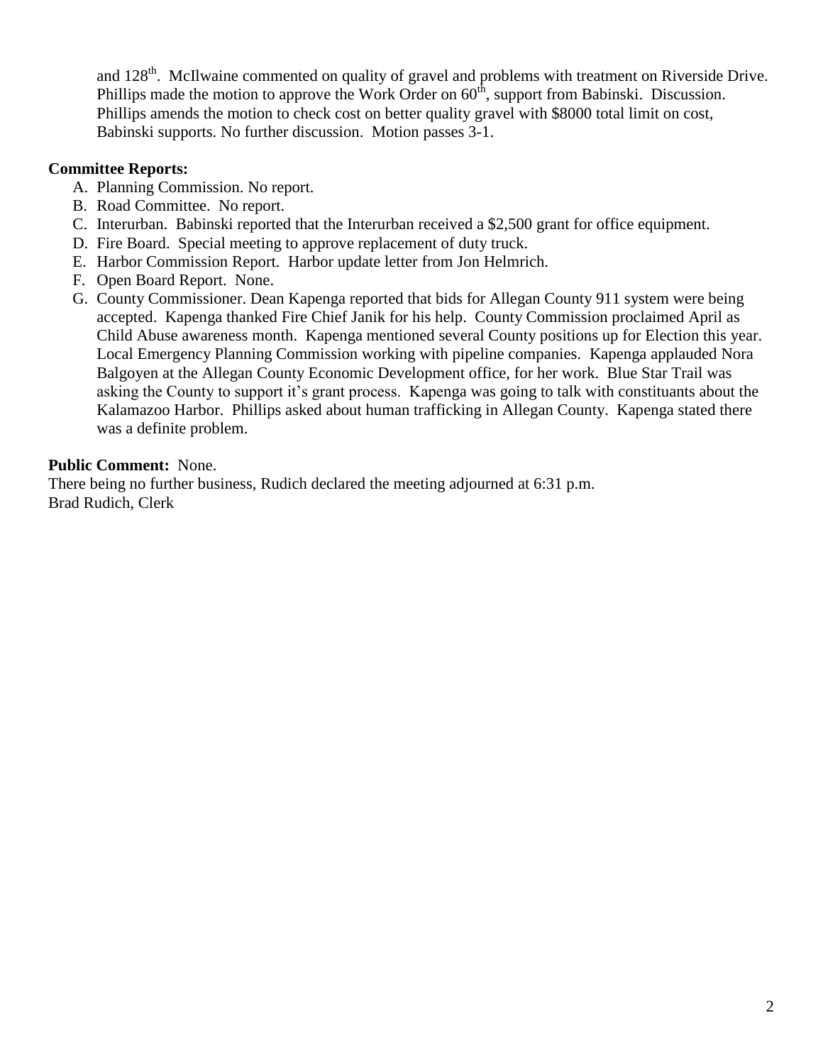and 128$^{th}$. McIlwaine commented on quality of gravel and problems with treatment on Riverside Drive. Phillips made the motion to approve the Work Order on 60$^{th}$, support from Babinski. Discussion. Phillips amends the motion to check cost on better quality gravel with $8000 total limit on cost, Babinski supports. No further discussion. Motion passes 3-1.

**Committee Reports:**

A. Planning Commission. No report.
B. Road Committee. No report.
C. Interurban. Babinski reported that the Interurban received a $2,500 grant for office equipment.
D. Fire Board. Special meeting to approve replacement of duty truck.
E. Harbor Commission Report. Harbor update letter from Jon Helmrich.
F. Open Board Report. None.
G. County Commissioner. Dean Kapenga reported that bids for Allegan County 911 system were being accepted. Kapenga thanked Fire Chief Janik for his help. County Commission proclaimed April as Child Abuse awareness month. Kapenga mentioned several County positions up for Election this year. Local Emergency Planning Commission working with pipeline companies. Kapenga applauded Nora Balgoyen at the Allegan County Economic Development office, for her work. Blue Star Trail was asking the County to support it's grant process. Kapenga was going to talk with constituants about the Kalamazoo Harbor. Phillips asked about human trafficking in Allegan County. Kapenga stated there was a definite problem.

**Public Comment:** None.

There being no further business, Rudich declared the meeting adjourned at 6:31 p.m.
Brad Rudich, Clerk